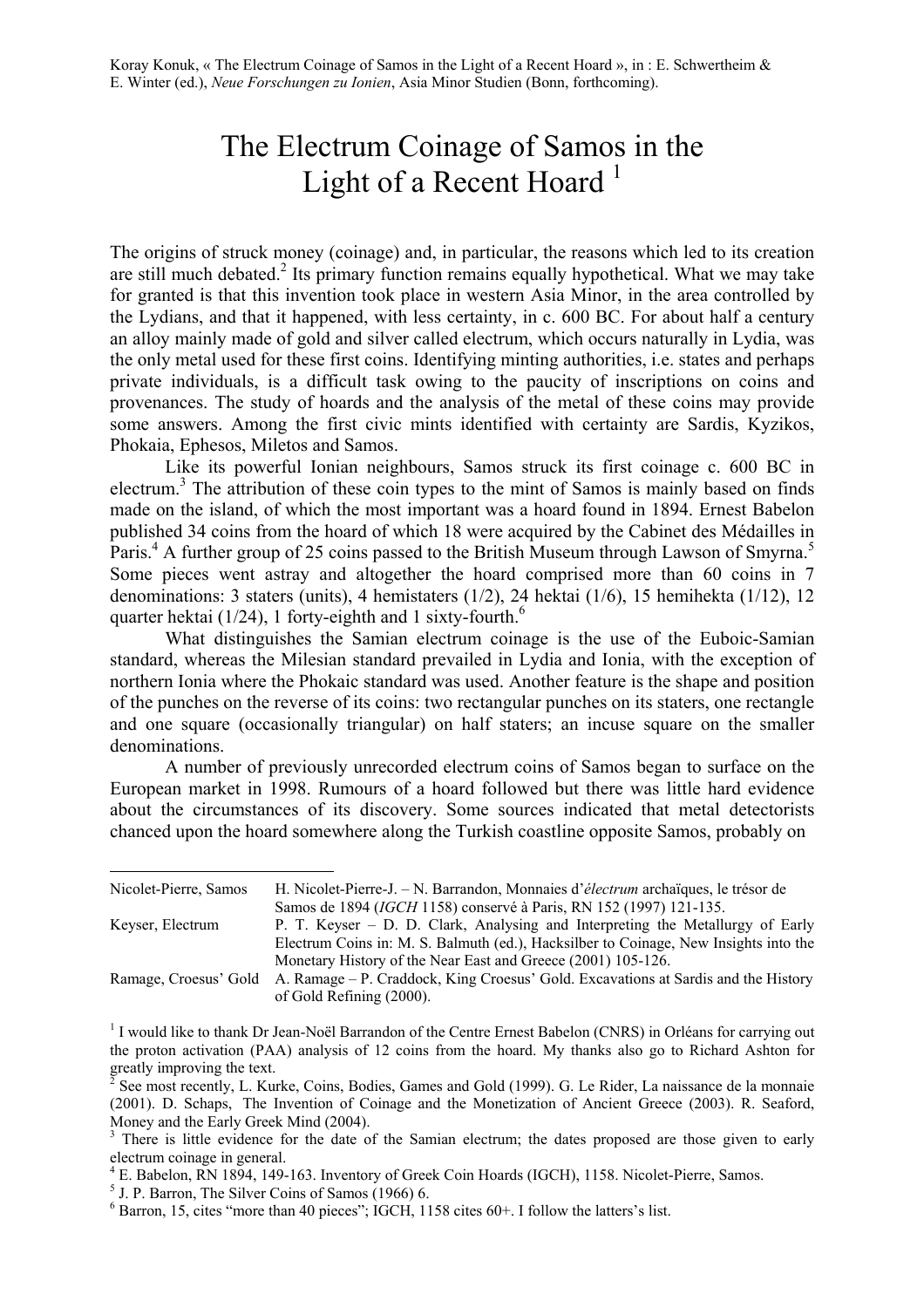Koray Konuk, « The Electrum Coinage of Samos in the Light of a Recent Hoard », in : E. Schwertheim & E. Winter (ed.), *Neue Forschungen zu Ionien*, Asia Minor Studien (Bonn, forthcoming).

# The Electrum Coinage of Samos in the Light of a Recent Hoard [1]

The origins of struck money (coinage) and, in particular, the reasons which led to its creation are still much debated.[2] Its primary function remains equally hypothetical. What we may take for granted is that this invention took place in western Asia Minor, in the area controlled by the Lydians, and that it happened, with less certainty, in c. 600 BC. For about half a century an alloy mainly made of gold and silver called electrum, which occurs naturally in Lydia, was the only metal used for these first coins. Identifying minting authorities, i.e. states and perhaps private individuals, is a difficult task owing to the paucity of inscriptions on coins and provenances. The study of hoards and the analysis of the metal of these coins may provide some answers. Among the first civic mints identified with certainty are Sardis, Kyzikos, Phokaia, Ephesos, Miletos and Samos.

Like its powerful Ionian neighbours, Samos struck its first coinage c. 600 BC in electrum.[3] The attribution of these coin types to the mint of Samos is mainly based on finds made on the island, of which the most important was a hoard found in 1894. Ernest Babelon published 34 coins from the hoard of which 18 were acquired by the Cabinet des Médailles in Paris.[4] A further group of 25 coins passed to the British Museum through Lawson of Smyrna.[5] Some pieces went astray and altogether the hoard comprised more than 60 coins in 7 denominations: 3 staters (units), 4 hemistaters (1/2), 24 hektai (1/6), 15 hemihekta (1/12), 12 quarter hektai (1/24), 1 forty-eighth and 1 sixty-fourth.[6]

What distinguishes the Samian electrum coinage is the use of the Euboic-Samian standard, whereas the Milesian standard prevailed in Lydia and Ionia, with the exception of northern Ionia where the Phokaic standard was used. Another feature is the shape and position of the punches on the reverse of its coins: two rectangular punches on its staters, one rectangle and one square (occasionally triangular) on half staters; an incuse square on the smaller denominations.

A number of previously unrecorded electrum coins of Samos began to surface on the European market in 1998. Rumours of a hoard followed but there was little hard evidence about the circumstances of its discovery. Some sources indicated that metal detectorists chanced upon the hoard somewhere along the Turkish coastline opposite Samos, probably on

---

| | |
|---|---|
| Nicolet-Pierre, Samos | H. Nicolet-Pierre-J. – N. Barrandon, Monnaies d'*électrum* archaïques, le trésor de Samos de 1894 (*IGCH* 1158) conservé à Paris, RN 152 (1997) 121-135. |
| Keyser, Electrum | P. T. Keyser – D. D. Clark, Analysing and Interpreting the Metallurgy of Early Electrum Coins in: M. S. Balmuth (ed.), Hacksilber to Coinage, New Insights into the Monetary History of the Near East and Greece (2001) 105-126. |
| Ramage, Croesus' Gold | A. Ramage – P. Craddock, King Croesus' Gold. Excavations at Sardis and the History of Gold Refining (2000). |

[1] I would like to thank Dr Jean-Noël Barrandon of the Centre Ernest Babelon (CNRS) in Orléans for carrying out the proton activation (PAA) analysis of 12 coins from the hoard. My thanks also go to Richard Ashton for greatly improving the text.

[2] See most recently, L. Kurke, Coins, Bodies, Games and Gold (1999). G. Le Rider, La naissance de la monnaie (2001). D. Schaps, The Invention of Coinage and the Monetization of Ancient Greece (2003). R. Seaford, Money and the Early Greek Mind (2004).

[3] There is little evidence for the date of the Samian electrum; the dates proposed are those given to early electrum coinage in general.

[4] E. Babelon, RN 1894, 149-163. Inventory of Greek Coin Hoards (IGCH), 1158. Nicolet-Pierre, Samos.

[5] J. P. Barron, The Silver Coins of Samos (1966) 6.

[6] Barron, 15, cites "more than 40 pieces"; IGCH, 1158 cites 60+. I follow the latters's list.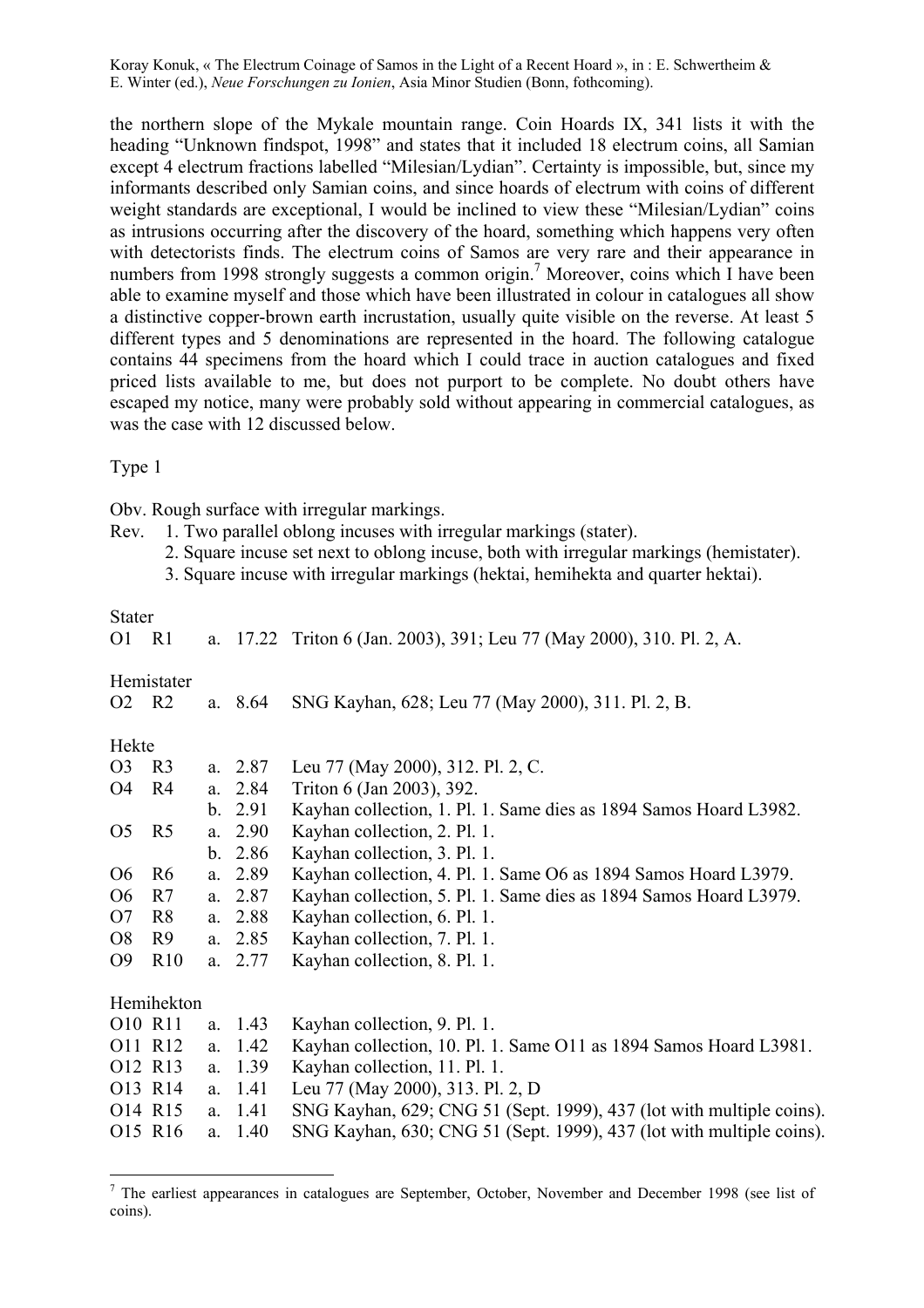the northern slope of the Mykale mountain range. Coin Hoards IX, 341 lists it with the heading "Unknown findspot, 1998" and states that it included 18 electrum coins, all Samian except 4 electrum fractions labelled "Milesian/Lydian". Certainty is impossible, but, since my informants described only Samian coins, and since hoards of electrum with coins of different weight standards are exceptional, I would be inclined to view these "Milesian/Lydian" coins as intrusions occurring after the discovery of the hoard, something which happens very often with detectorists finds. The electrum coins of Samos are very rare and their appearance in numbers from 1998 strongly suggests a common origin.[7] Moreover, coins which I have been able to examine myself and those which have been illustrated in colour in catalogues all show a distinctive copper-brown earth incrustation, usually quite visible on the reverse. At least 5 different types and 5 denominations are represented in the hoard. The following catalogue contains 44 specimens from the hoard which I could trace in auction catalogues and fixed priced lists available to me, but does not purport to be complete. No doubt others have escaped my notice, many were probably sold without appearing in commercial catalogues, as was the case with 12 discussed below.

Type 1

Obv. Rough surface with irregular markings.

Rev.
1. Two parallel oblong incuses with irregular markings (stater).
2. Square incuse set next to oblong incuse, both with irregular markings (hemistater).
3. Square incuse with irregular markings (hektai, hemihekta and quarter hektai).

Stater

| | | | | |
|---|---|---|---|---|
| O1 | R1 | a. | 17.22 | Triton 6 (Jan. 2003), 391; Leu 77 (May 2000), 310. Pl. 2, A. |

Hemistater

| | | | | |
|---|---|---|---|---|
| O2 | R2 | a. | 8.64 | SNG Kayhan, 628; Leu 77 (May 2000), 311. Pl. 2, B. |

Hekte

| | | | | |
|---|---|---|---|---|
| O3 | R3 | a. | 2.87 | Leu 77 (May 2000), 312. Pl. 2, C. |
| O4 | R4 | a. | 2.84 | Triton 6 (Jan 2003), 392. |
| | | b. | 2.91 | Kayhan collection, 1. Pl. 1. Same dies as 1894 Samos Hoard L3982. |
| O5 | R5 | a. | 2.90 | Kayhan collection, 2. Pl. 1. |
| | | b. | 2.86 | Kayhan collection, 3. Pl. 1. |
| O6 | R6 | a. | 2.89 | Kayhan collection, 4. Pl. 1. Same O6 as 1894 Samos Hoard L3979. |
| O6 | R7 | a. | 2.87 | Kayhan collection, 5. Pl. 1. Same dies as 1894 Samos Hoard L3979. |
| O7 | R8 | a. | 2.88 | Kayhan collection, 6. Pl. 1. |
| O8 | R9 | a. | 2.85 | Kayhan collection, 7. Pl. 1. |
| O9 | R10 | a. | 2.77 | Kayhan collection, 8. Pl. 1. |

Hemihekton

| | | | | |
|---|---|---|---|---|
| O10 | R11 | a. | 1.43 | Kayhan collection, 9. Pl. 1. |
| O11 | R12 | a. | 1.42 | Kayhan collection, 10. Pl. 1. Same O11 as 1894 Samos Hoard L3981. |
| O12 | R13 | a. | 1.39 | Kayhan collection, 11. Pl. 1. |
| O13 | R14 | a. | 1.41 | Leu 77 (May 2000), 313. Pl. 2, D |
| O14 | R15 | a. | 1.41 | SNG Kayhan, 629; CNG 51 (Sept. 1999), 437 (lot with multiple coins). |
| O15 | R16 | a. | 1.40 | SNG Kayhan, 630; CNG 51 (Sept. 1999), 437 (lot with multiple coins). |

[7] The earliest appearances in catalogues are September, October, November and December 1998 (see list of coins).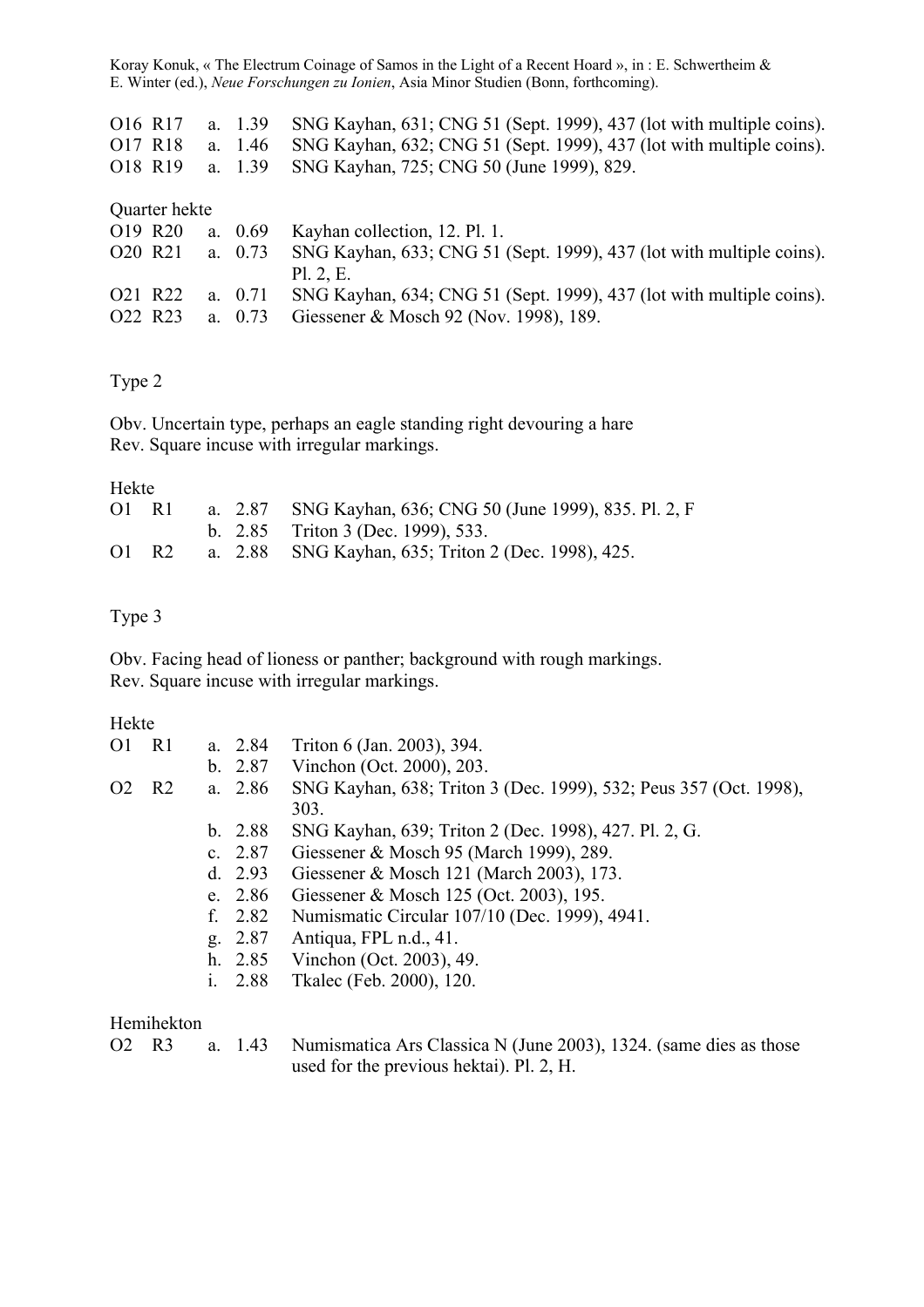| | | | | |
|---|---|---|---|---|
| O16 | R17 | a. | 1.39 | SNG Kayhan, 631; CNG 51 (Sept. 1999), 437 (lot with multiple coins). |
| O17 | R18 | a. | 1.46 | SNG Kayhan, 632; CNG 51 (Sept. 1999), 437 (lot with multiple coins). |
| O18 | R19 | a. | 1.39 | SNG Kayhan, 725; CNG 50 (June 1999), 829. |

Quarter hekte

| | | | | |
|---|---|---|---|---|
| O19 | R20 | a. | 0.69 | Kayhan collection, 12. Pl. 1. |
| O20 | R21 | a. | 0.73 | SNG Kayhan, 633; CNG 51 (Sept. 1999), 437 (lot with multiple coins). Pl. 2, E. |
| O21 | R22 | a. | 0.71 | SNG Kayhan, 634; CNG 51 (Sept. 1999), 437 (lot with multiple coins). |
| O22 | R23 | a. | 0.73 | Giessener & Mosch 92 (Nov. 1998), 189. |

Type 2

Obv. Uncertain type, perhaps an eagle standing right devouring a hare
Rev. Square incuse with irregular markings.

Hekte

| | | | | |
|---|---|---|---|---|
| O1 | R1 | a. | 2.87 | SNG Kayhan, 636; CNG 50 (June 1999), 835. Pl. 2, F |
| | | b. | 2.85 | Triton 3 (Dec. 1999), 533. |
| O1 | R2 | a. | 2.88 | SNG Kayhan, 635; Triton 2 (Dec. 1998), 425. |

Type 3

Obv. Facing head of lioness or panther; background with rough markings.
Rev. Square incuse with irregular markings.

Hekte

| | | | | |
|---|---|---|---|---|
| O1 | R1 | a. | 2.84 | Triton 6 (Jan. 2003), 394. |
| | | b. | 2.87 | Vinchon (Oct. 2000), 203. |
| O2 | R2 | a. | 2.86 | SNG Kayhan, 638; Triton 3 (Dec. 1999), 532; Peus 357 (Oct. 1998), 303. |
| | | b. | 2.88 | SNG Kayhan, 639; Triton 2 (Dec. 1998), 427. Pl. 2, G. |
| | | c. | 2.87 | Giessener & Mosch 95 (March 1999), 289. |
| | | d. | 2.93 | Giessener & Mosch 121 (March 2003), 173. |
| | | e. | 2.86 | Giessener & Mosch 125 (Oct. 2003), 195. |
| | | f. | 2.82 | Numismatic Circular 107/10 (Dec. 1999), 4941. |
| | | g. | 2.87 | Antiqua, FPL n.d., 41. |
| | | h. | 2.85 | Vinchon (Oct. 2003), 49. |
| | | i. | 2.88 | Tkalec (Feb. 2000), 120. |

Hemihekton

| | | | | |
|---|---|---|---|---|
| O2 | R3 | a. | 1.43 | Numismatica Ars Classica N (June 2003), 1324. (same dies as those used for the previous hektai). Pl. 2, H. |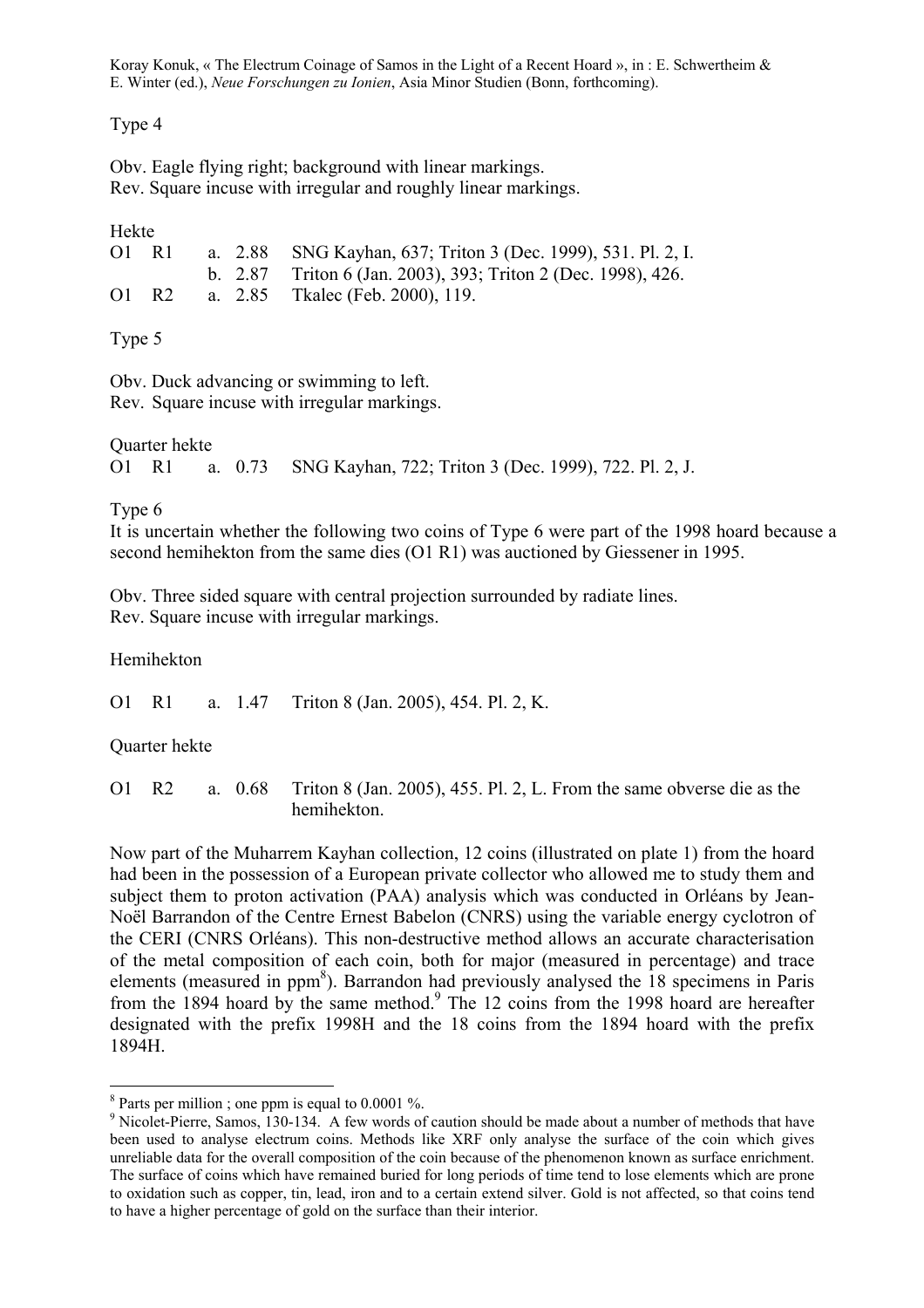Type 4

Obv. Eagle flying right; background with linear markings.
Rev. Square incuse with irregular and roughly linear markings.

Hekte

| | | | | |
|---|---|---|---|---|
| O1 | R1 | a. | 2.88 | SNG Kayhan, 637; Triton 3 (Dec. 1999), 531. Pl. 2, I. |
| | | b. | 2.87 | Triton 6 (Jan. 2003), 393; Triton 2 (Dec. 1998), 426. |
| O1 | R2 | a. | 2.85 | Tkalec (Feb. 2000), 119. |

Type 5

Obv. Duck advancing or swimming to left.
Rev. Square incuse with irregular markings.

Quarter hekte

| | | | | |
|---|---|---|---|---|
| O1 | R1 | a. | 0.73 | SNG Kayhan, 722; Triton 3 (Dec. 1999), 722. Pl. 2, J. |

Type 6

It is uncertain whether the following two coins of Type 6 were part of the 1998 hoard because a second hemihekton from the same dies (O1 R1) was auctioned by Giessener in 1995.

Obv. Three sided square with central projection surrounded by radiate lines.
Rev. Square incuse with irregular markings.

Hemihekton

| | | | | |
|---|---|---|---|---|
| O1 | R1 | a. | 1.47 | Triton 8 (Jan. 2005), 454. Pl. 2, K. |

Quarter hekte

| | | | | |
|---|---|---|---|---|
| O1 | R2 | a. | 0.68 | Triton 8 (Jan. 2005), 455. Pl. 2, L. From the same obverse die as the hemihekton. |

Now part of the Muharrem Kayhan collection, 12 coins (illustrated on plate 1) from the hoard had been in the possession of a European private collector who allowed me to study them and subject them to proton activation (PAA) analysis which was conducted in Orléans by Jean-Noël Barrandon of the Centre Ernest Babelon (CNRS) using the variable energy cyclotron of the CERI (CNRS Orléans). This non-destructive method allows an accurate characterisation of the metal composition of each coin, both for major (measured in percentage) and trace elements (measured in ppm[8]). Barrandon had previously analysed the 18 specimens in Paris from the 1894 hoard by the same method.[9] The 12 coins from the 1998 hoard are hereafter designated with the prefix 1998H and the 18 coins from the 1894 hoard with the prefix 1894H.

---

[8] Parts per million ; one ppm is equal to 0.0001 %.

[9] Nicolet-Pierre, Samos, 130-134. A few words of caution should be made about a number of methods that have been used to analyse electrum coins. Methods like XRF only analyse the surface of the coin which gives unreliable data for the overall composition of the coin because of the phenomenon known as surface enrichment. The surface of coins which have remained buried for long periods of time tend to lose elements which are prone to oxidation such as copper, tin, lead, iron and to a certain extend silver. Gold is not affected, so that coins tend to have a higher percentage of gold on the surface than their interior.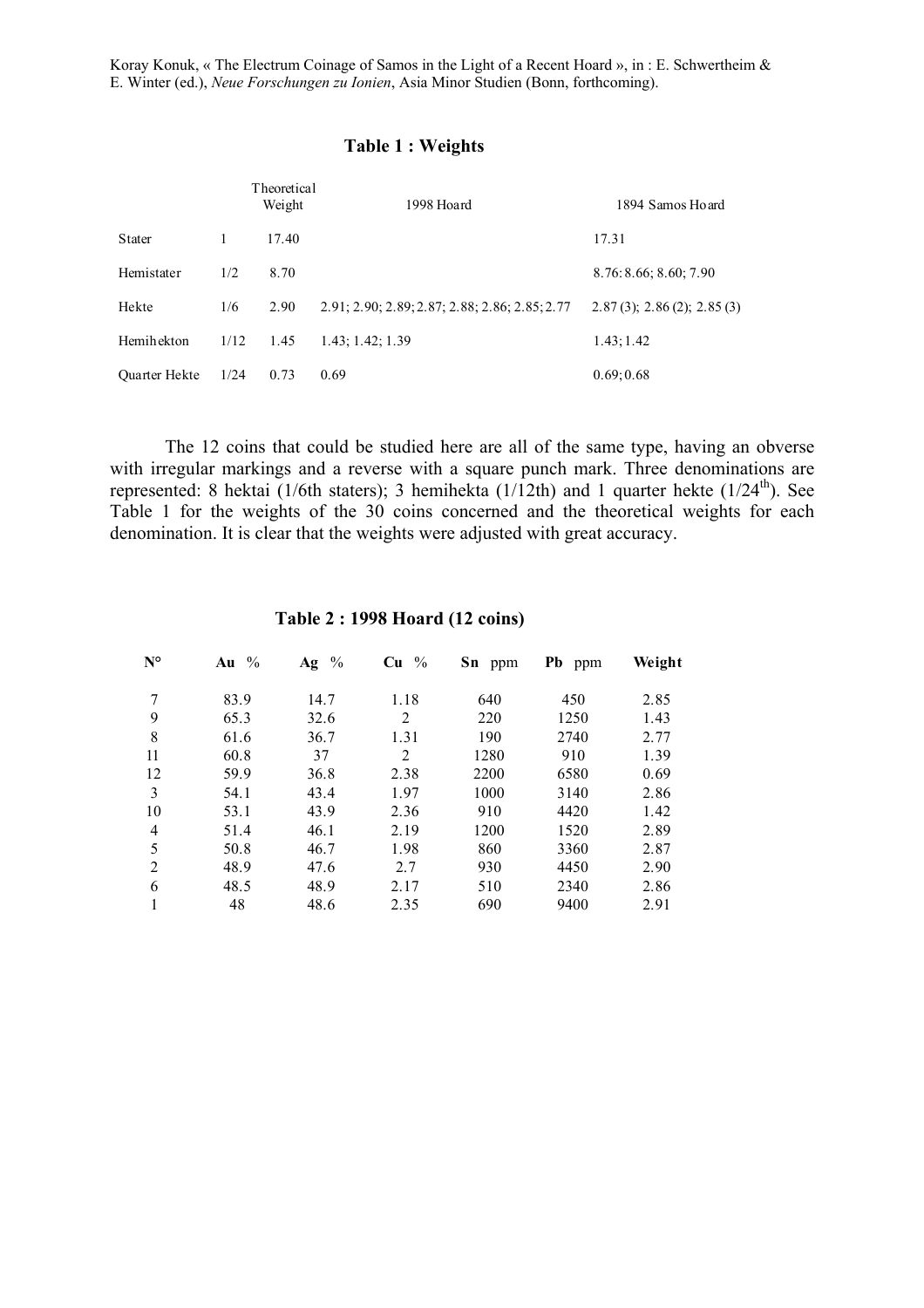Koray Konuk, « The Electrum Coinage of Samos in the Light of a Recent Hoard », in : E. Schwertheim & E. Winter (ed.), *Neue Forschungen zu Ionien*, Asia Minor Studien (Bonn, forthcoming).

### Table 1 : Weights

| | | Theoretical Weight | 1998 Hoard | 1894 Samos Hoard |
|---|---|---|---|---|
| Stater | 1 | 17.40 | | 17.31 |
| Hemistater | 1/2 | 8.70 | | 8.76: 8.66; 8.60; 7.90 |
| Hekte | 1/6 | 2.90 | 2.91; 2.90; 2.89; 2.87; 2.88; 2.86; 2.85; 2.77 | 2.87 (3); 2.86 (2); 2.85 (3) |
| Hemihekton | 1/12 | 1.45 | 1.43; 1.42; 1.39 | 1.43; 1.42 |
| Quarter Hekte | 1/24 | 0.73 | 0.69 | 0.69; 0.68 |

The 12 coins that could be studied here are all of the same type, having an obverse with irregular markings and a reverse with a square punch mark. Three denominations are represented: 8 hektai (1/6th staters); 3 hemihekta (1/12th) and 1 quarter hekte (1/24$^{th}$). See Table 1 for the weights of the 30 coins concerned and the theoretical weights for each denomination. It is clear that the weights were adjusted with great accuracy.

### Table 2 : 1998 Hoard (12 coins)

| N° | Au % | Ag % | Cu % | Sn ppm | Pb ppm | Weight |
|---|---|---|---|---|---|---|
| 7 | 83.9 | 14.7 | 1.18 | 640 | 450 | 2.85 |
| 9 | 65.3 | 32.6 | 2 | 220 | 1250 | 1.43 |
| 8 | 61.6 | 36.7 | 1.31 | 190 | 2740 | 2.77 |
| 11 | 60.8 | 37 | 2 | 1280 | 910 | 1.39 |
| 12 | 59.9 | 36.8 | 2.38 | 2200 | 6580 | 0.69 |
| 3 | 54.1 | 43.4 | 1.97 | 1000 | 3140 | 2.86 |
| 10 | 53.1 | 43.9 | 2.36 | 910 | 4420 | 1.42 |
| 4 | 51.4 | 46.1 | 2.19 | 1200 | 1520 | 2.89 |
| 5 | 50.8 | 46.7 | 1.98 | 860 | 3360 | 2.87 |
| 2 | 48.9 | 47.6 | 2.7 | 930 | 4450 | 2.90 |
| 6 | 48.5 | 48.9 | 2.17 | 510 | 2340 | 2.86 |
| 1 | 48 | 48.6 | 2.35 | 690 | 9400 | 2.91 |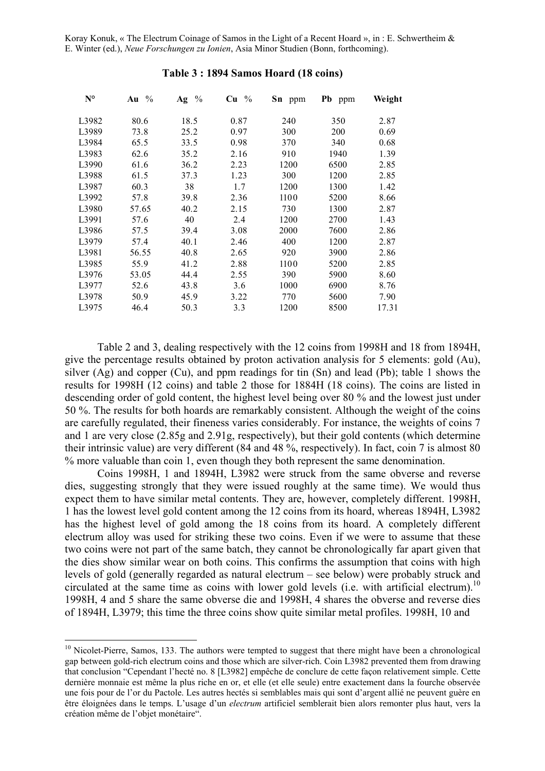**Table 3 : 1894 Samos Hoard (18 coins)**

| N° | Au % | Ag % | Cu % | Sn ppm | Pb ppm | Weight |
|---|---|---|---|---|---|---|
| L3982 | 80.6 | 18.5 | 0.87 | 240 | 350 | 2.87 |
| L3989 | 73.8 | 25.2 | 0.97 | 300 | 200 | 0.69 |
| L3984 | 65.5 | 33.5 | 0.98 | 370 | 340 | 0.68 |
| L3983 | 62.6 | 35.2 | 2.16 | 910 | 1940 | 1.39 |
| L3990 | 61.6 | 36.2 | 2.23 | 1200 | 6500 | 2.85 |
| L3988 | 61.5 | 37.3 | 1.23 | 300 | 1200 | 2.85 |
| L3987 | 60.3 | 38 | 1.7 | 1200 | 1300 | 1.42 |
| L3992 | 57.8 | 39.8 | 2.36 | 1100 | 5200 | 8.66 |
| L3980 | 57.65 | 40.2 | 2.15 | 730 | 1300 | 2.87 |
| L3991 | 57.6 | 40 | 2.4 | 1200 | 2700 | 1.43 |
| L3986 | 57.5 | 39.4 | 3.08 | 2000 | 7600 | 2.86 |
| L3979 | 57.4 | 40.1 | 2.46 | 400 | 1200 | 2.87 |
| L3981 | 56.55 | 40.8 | 2.65 | 920 | 3900 | 2.86 |
| L3985 | 55.9 | 41.2 | 2.88 | 1100 | 5200 | 2.85 |
| L3976 | 53.05 | 44.4 | 2.55 | 390 | 5900 | 8.60 |
| L3977 | 52.6 | 43.8 | 3.6 | 1000 | 6900 | 8.76 |
| L3978 | 50.9 | 45.9 | 3.22 | 770 | 5600 | 7.90 |
| L3975 | 46.4 | 50.3 | 3.3 | 1200 | 8500 | 17.31 |

Table 2 and 3, dealing respectively with the 12 coins from 1998H and 18 from 1894H, give the percentage results obtained by proton activation analysis for 5 elements: gold (Au), silver (Ag) and copper (Cu), and ppm readings for tin (Sn) and lead (Pb); table 1 shows the results for 1998H (12 coins) and table 2 those for 1884H (18 coins). The coins are listed in descending order of gold content, the highest level being over 80 % and the lowest just under 50 %. The results for both hoards are remarkably consistent. Although the weight of the coins are carefully regulated, their fineness varies considerably. For instance, the weights of coins 7 and 1 are very close (2.85g and 2.91g, respectively), but their gold contents (which determine their intrinsic value) are very different (84 and 48 %, respectively). In fact, coin 7 is almost 80 % more valuable than coin 1, even though they both represent the same denomination.

Coins 1998H, 1 and 1894H, L3982 were struck from the same obverse and reverse dies, suggesting strongly that they were issued roughly at the same time). We would thus expect them to have similar metal contents. They are, however, completely different. 1998H, 1 has the lowest level gold content among the 12 coins from its hoard, whereas 1894H, L3982 has the highest level of gold among the 18 coins from its hoard. A completely different electrum alloy was used for striking these two coins. Even if we were to assume that these two coins were not part of the same batch, they cannot be chronologically far apart given that the dies show similar wear on both coins. This confirms the assumption that coins with high levels of gold (generally regarded as natural electrum – see below) were probably struck and circulated at the same time as coins with lower gold levels (i.e. with artificial electrum).[10] 1998H, 4 and 5 share the same obverse die and 1998H, 4 shares the obverse and reverse dies of 1894H, L3979; this time the three coins show quite similar metal profiles. 1998H, 10 and

---

[10] Nicolet-Pierre, Samos, 133. The authors were tempted to suggest that there might have been a chronological gap between gold-rich electrum coins and those which are silver-rich. Coin L3982 prevented them from drawing that conclusion "Cependant l'hecté no. 8 [L3982] empêche de conclure de cette façon relativement simple. Cette dernière monnaie est même la plus riche en or, et elle (et elle seule) entre exactement dans la fourche observée une fois pour de l'or du Pactole. Les autres hectés si semblables mais qui sont d'argent allié ne peuvent guère en être éloignées dans le temps. L'usage d'un *electrum* artificiel semblerait bien alors remonter plus haut, vers la création même de l'objet monétaire".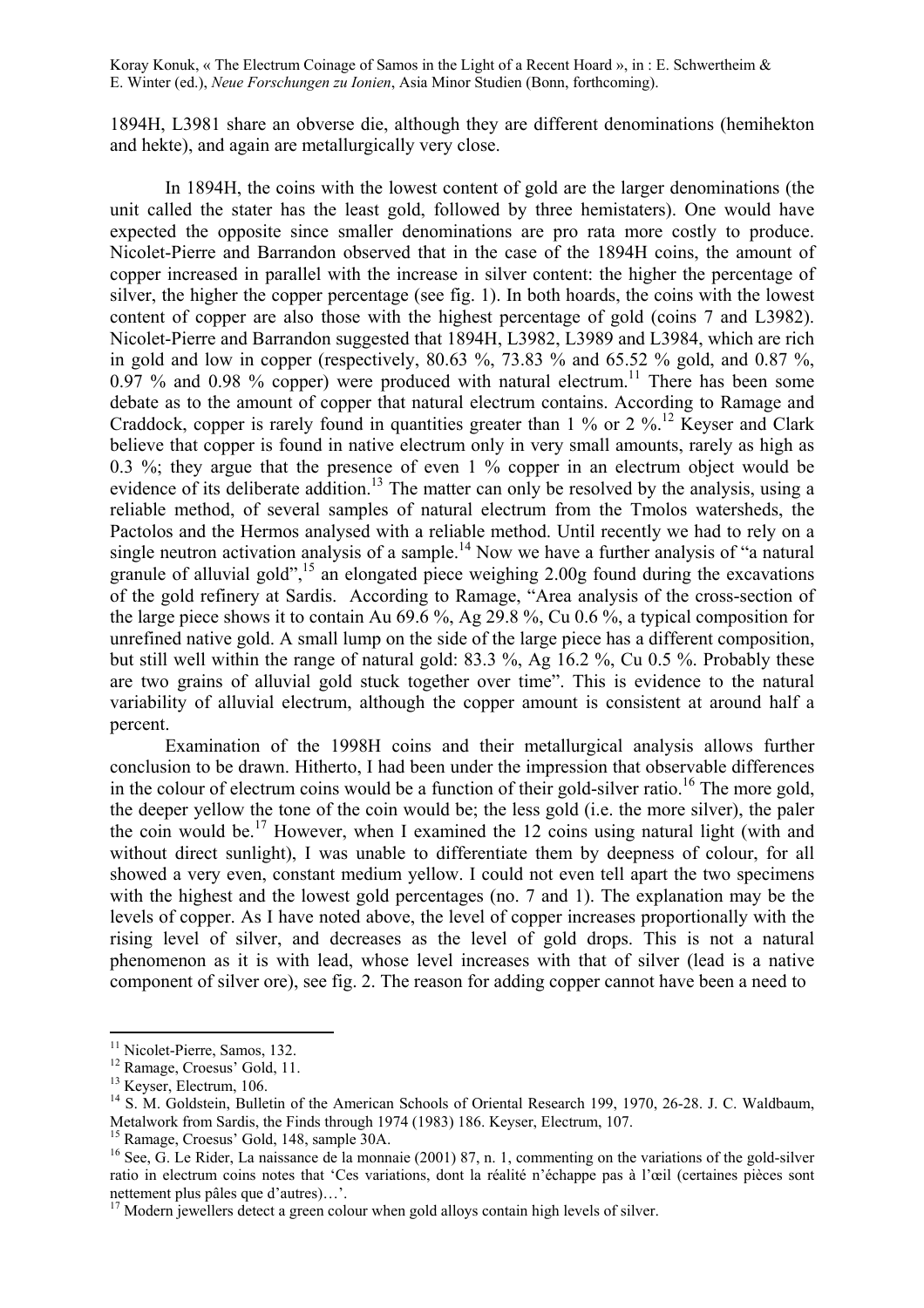1894H, L3981 share an obverse die, although they are different denominations (hemihekton and hekte), and again are metallurgically very close.

In 1894H, the coins with the lowest content of gold are the larger denominations (the unit called the stater has the least gold, followed by three hemistaters). One would have expected the opposite since smaller denominations are pro rata more costly to produce. Nicolet-Pierre and Barrandon observed that in the case of the 1894H coins, the amount of copper increased in parallel with the increase in silver content: the higher the percentage of silver, the higher the copper percentage (see fig. 1). In both hoards, the coins with the lowest content of copper are also those with the highest percentage of gold (coins 7 and L3982). Nicolet-Pierre and Barrandon suggested that 1894H, L3982, L3989 and L3984, which are rich in gold and low in copper (respectively, 80.63 %, 73.83 % and 65.52 % gold, and 0.87 %, 0.97 % and 0.98 % copper) were produced with natural electrum.[11] There has been some debate as to the amount of copper that natural electrum contains. According to Ramage and Craddock, copper is rarely found in quantities greater than 1 % or 2 %.[12] Keyser and Clark believe that copper is found in native electrum only in very small amounts, rarely as high as 0.3 %; they argue that the presence of even 1 % copper in an electrum object would be evidence of its deliberate addition.[13] The matter can only be resolved by the analysis, using a reliable method, of several samples of natural electrum from the Tmolos watersheds, the Pactolos and the Hermos analysed with a reliable method. Until recently we had to rely on a single neutron activation analysis of a sample.[14] Now we have a further analysis of "a natural granule of alluvial gold",[15] an elongated piece weighing 2.00g found during the excavations of the gold refinery at Sardis. According to Ramage, "Area analysis of the cross-section of the large piece shows it to contain Au 69.6 %, Ag 29.8 %, Cu 0.6 %, a typical composition for unrefined native gold. A small lump on the side of the large piece has a different composition, but still well within the range of natural gold: 83.3 %, Ag 16.2 %, Cu 0.5 %. Probably these are two grains of alluvial gold stuck together over time". This is evidence to the natural variability of alluvial electrum, although the copper amount is consistent at around half a percent.

Examination of the 1998H coins and their metallurgical analysis allows further conclusion to be drawn. Hitherto, I had been under the impression that observable differences in the colour of electrum coins would be a function of their gold-silver ratio.[16] The more gold, the deeper yellow the tone of the coin would be; the less gold (i.e. the more silver), the paler the coin would be.[17] However, when I examined the 12 coins using natural light (with and without direct sunlight), I was unable to differentiate them by deepness of colour, for all showed a very even, constant medium yellow. I could not even tell apart the two specimens with the highest and the lowest gold percentages (no. 7 and 1). The explanation may be the levels of copper. As I have noted above, the level of copper increases proportionally with the rising level of silver, and decreases as the level of gold drops. This is not a natural phenomenon as it is with lead, whose level increases with that of silver (lead is a native component of silver ore), see fig. 2. The reason for adding copper cannot have been a need to

---

[11] Nicolet-Pierre, Samos, 132.

[12] Ramage, Croesus' Gold, 11.

[13] Keyser, Electrum, 106.

[14] S. M. Goldstein, Bulletin of the American Schools of Oriental Research 199, 1970, 26-28. J. C. Waldbaum, Metalwork from Sardis, the Finds through 1974 (1983) 186. Keyser, Electrum, 107.

[15] Ramage, Croesus' Gold, 148, sample 30A.

[16] See, G. Le Rider, La naissance de la monnaie (2001) 87, n. 1, commenting on the variations of the gold-silver ratio in electrum coins notes that 'Ces variations, dont la réalité n'échappe pas à l'œil (certaines pièces sont nettement plus pâles que d'autres)…'.

[17] Modern jewellers detect a green colour when gold alloys contain high levels of silver.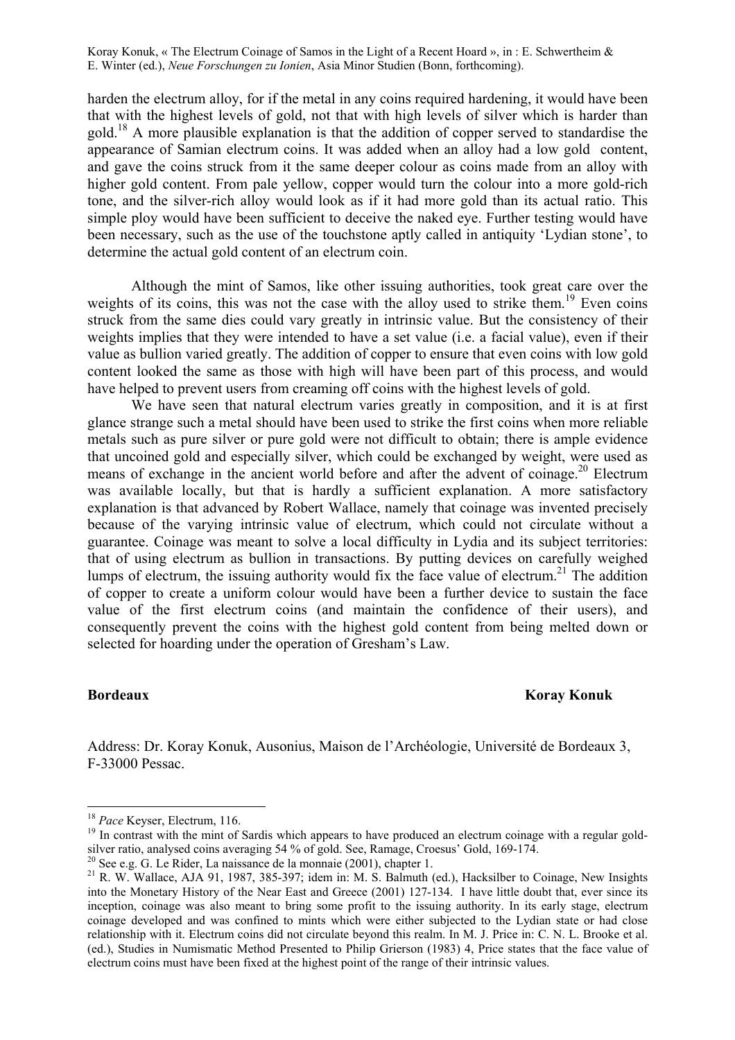harden the electrum alloy, for if the metal in any coins required hardening, it would have been that with the highest levels of gold, not that with high levels of silver which is harder than gold.[18] A more plausible explanation is that the addition of copper served to standardise the appearance of Samian electrum coins. It was added when an alloy had a low gold content, and gave the coins struck from it the same deeper colour as coins made from an alloy with higher gold content. From pale yellow, copper would turn the colour into a more gold-rich tone, and the silver-rich alloy would look as if it had more gold than its actual ratio. This simple ploy would have been sufficient to deceive the naked eye. Further testing would have been necessary, such as the use of the touchstone aptly called in antiquity 'Lydian stone', to determine the actual gold content of an electrum coin.

Although the mint of Samos, like other issuing authorities, took great care over the weights of its coins, this was not the case with the alloy used to strike them.[19] Even coins struck from the same dies could vary greatly in intrinsic value. But the consistency of their weights implies that they were intended to have a set value (i.e. a facial value), even if their value as bullion varied greatly. The addition of copper to ensure that even coins with low gold content looked the same as those with high will have been part of this process, and would have helped to prevent users from creaming off coins with the highest levels of gold.

We have seen that natural electrum varies greatly in composition, and it is at first glance strange such a metal should have been used to strike the first coins when more reliable metals such as pure silver or pure gold were not difficult to obtain; there is ample evidence that uncoined gold and especially silver, which could be exchanged by weight, were used as means of exchange in the ancient world before and after the advent of coinage.[20] Electrum was available locally, but that is hardly a sufficient explanation. A more satisfactory explanation is that advanced by Robert Wallace, namely that coinage was invented precisely because of the varying intrinsic value of electrum, which could not circulate without a guarantee. Coinage was meant to solve a local difficulty in Lydia and its subject territories: that of using electrum as bullion in transactions. By putting devices on carefully weighed lumps of electrum, the issuing authority would fix the face value of electrum.[21] The addition of copper to create a uniform colour would have been a further device to sustain the face value of the first electrum coins (and maintain the confidence of their users), and consequently prevent the coins with the highest gold content from being melted down or selected for hoarding under the operation of Gresham's Law.

**Bordeaux** **Koray Konuk**

Address: Dr. Koray Konuk, Ausonius, Maison de l'Archéologie, Université de Bordeaux 3, F-33000 Pessac.

---

[18] *Pace* Keyser, Electrum, 116.

[19] In contrast with the mint of Sardis which appears to have produced an electrum coinage with a regular gold-silver ratio, analysed coins averaging 54 % of gold. See, Ramage, Croesus' Gold, 169-174.

[20] See e.g. G. Le Rider, La naissance de la monnaie (2001), chapter 1.

[21] R. W. Wallace, AJA 91, 1987, 385-397; idem in: M. S. Balmuth (ed.), Hacksilber to Coinage, New Insights into the Monetary History of the Near East and Greece (2001) 127-134. I have little doubt that, ever since its inception, coinage was also meant to bring some profit to the issuing authority. In its early stage, electrum coinage developed and was confined to mints which were either subjected to the Lydian state or had close relationship with it. Electrum coins did not circulate beyond this realm. In M. J. Price in: C. N. L. Brooke et al. (ed.), Studies in Numismatic Method Presented to Philip Grierson (1983) 4, Price states that the face value of electrum coins must have been fixed at the highest point of the range of their intrinsic values.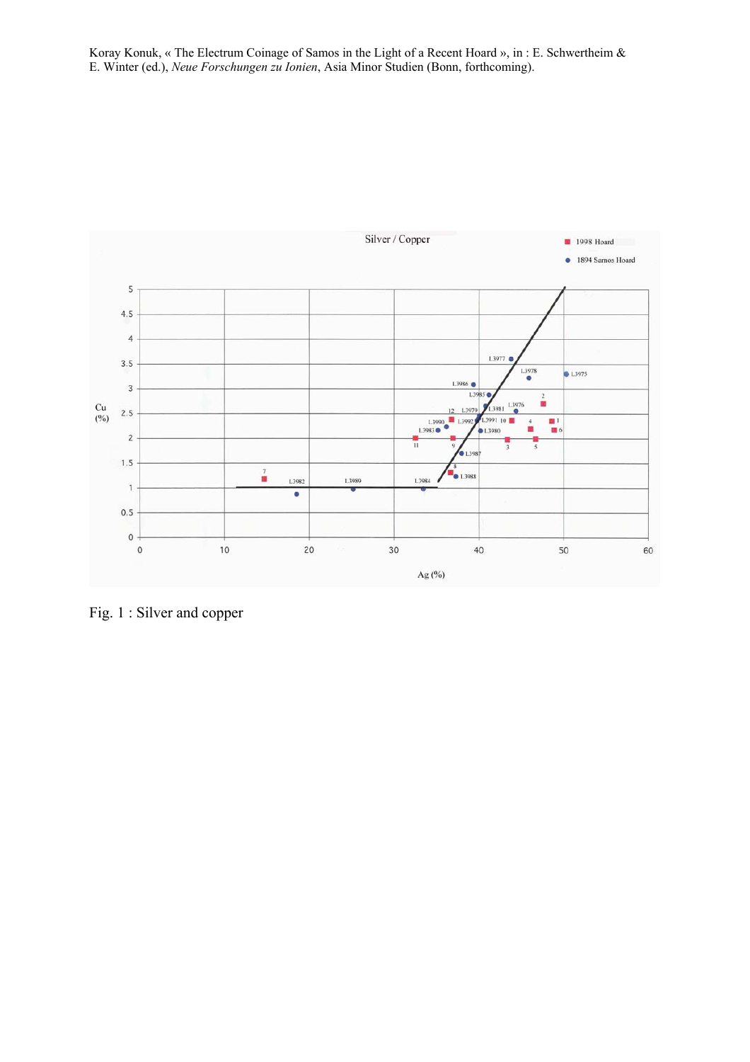Fig. 1 : Silver and copper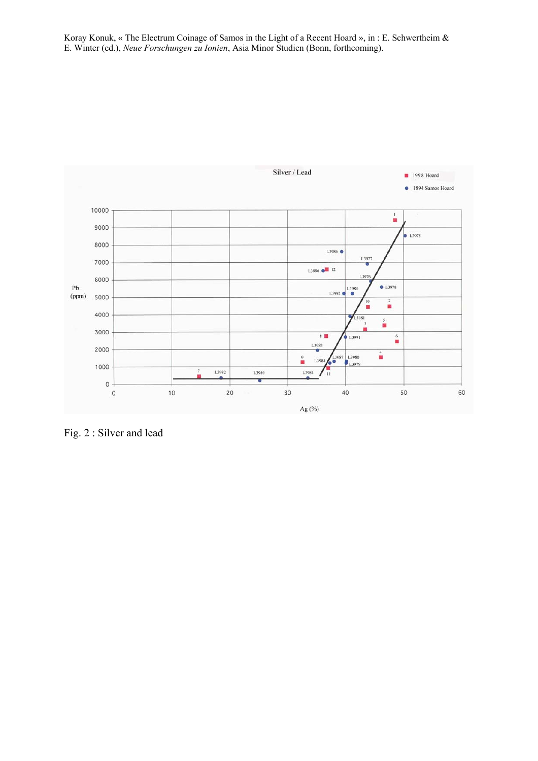Koray Konuk, « The Electrum Coinage of Samos in the Light of a Recent Hoard », in : E. Schwertheim & E. Winter (ed.), *Neue Forschungen zu Ionien*, Asia Minor Studien (Bonn, forthcoming).

Fig. 2 : Silver and lead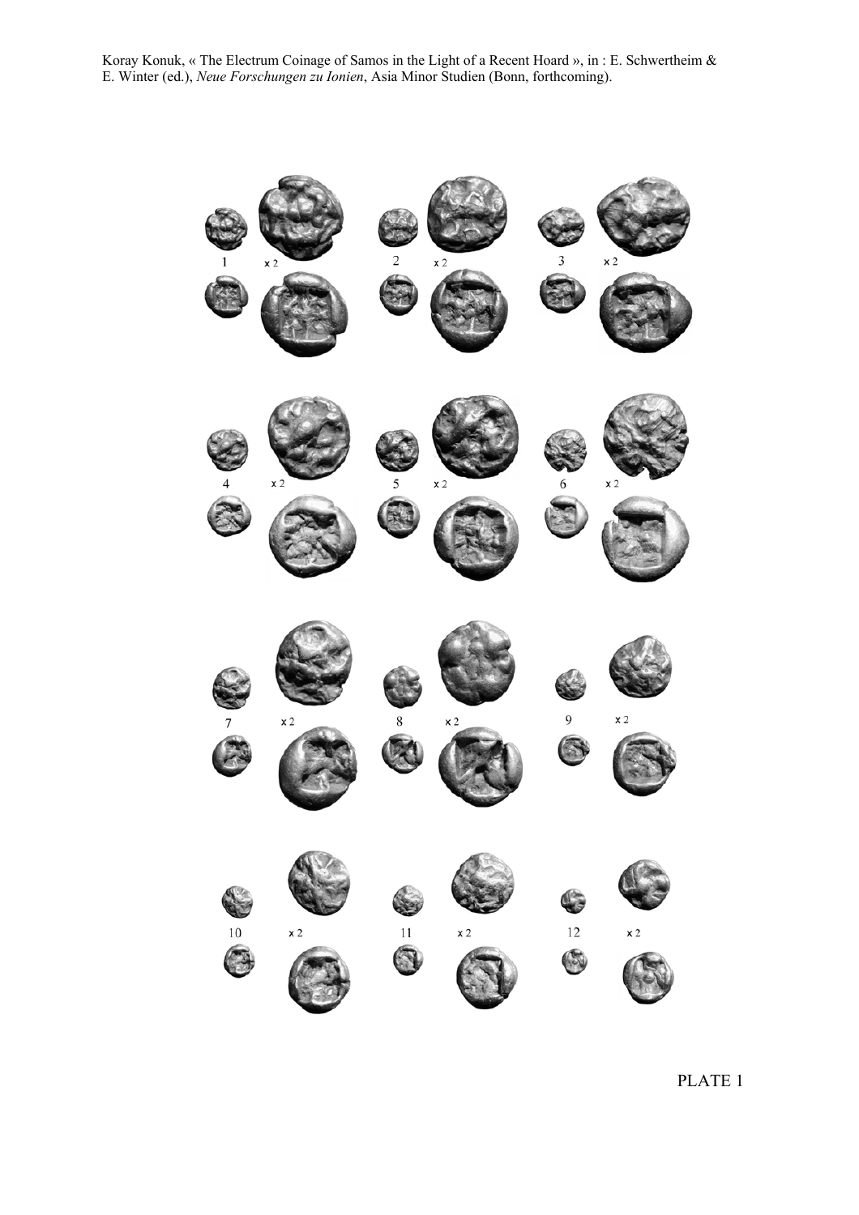Koray Konuk, « The Electrum Coinage of Samos in the Light of a Recent Hoard », in : E. Schwertheim & E. Winter (ed.), *Neue Forschungen zu Ionien*, Asia Minor Studien (Bonn, forthcoming).

1 x 2 &nbsp;&nbsp; 2 x 2 &nbsp;&nbsp; 3 x 2

4 x 2 &nbsp;&nbsp; 5 x 2 &nbsp;&nbsp; 6 x 2

7 x 2 &nbsp;&nbsp; 8 x 2 &nbsp;&nbsp; 9 x 2

10 x 2 &nbsp;&nbsp; 11 x 2 &nbsp;&nbsp; 12 x 2

PLATE 1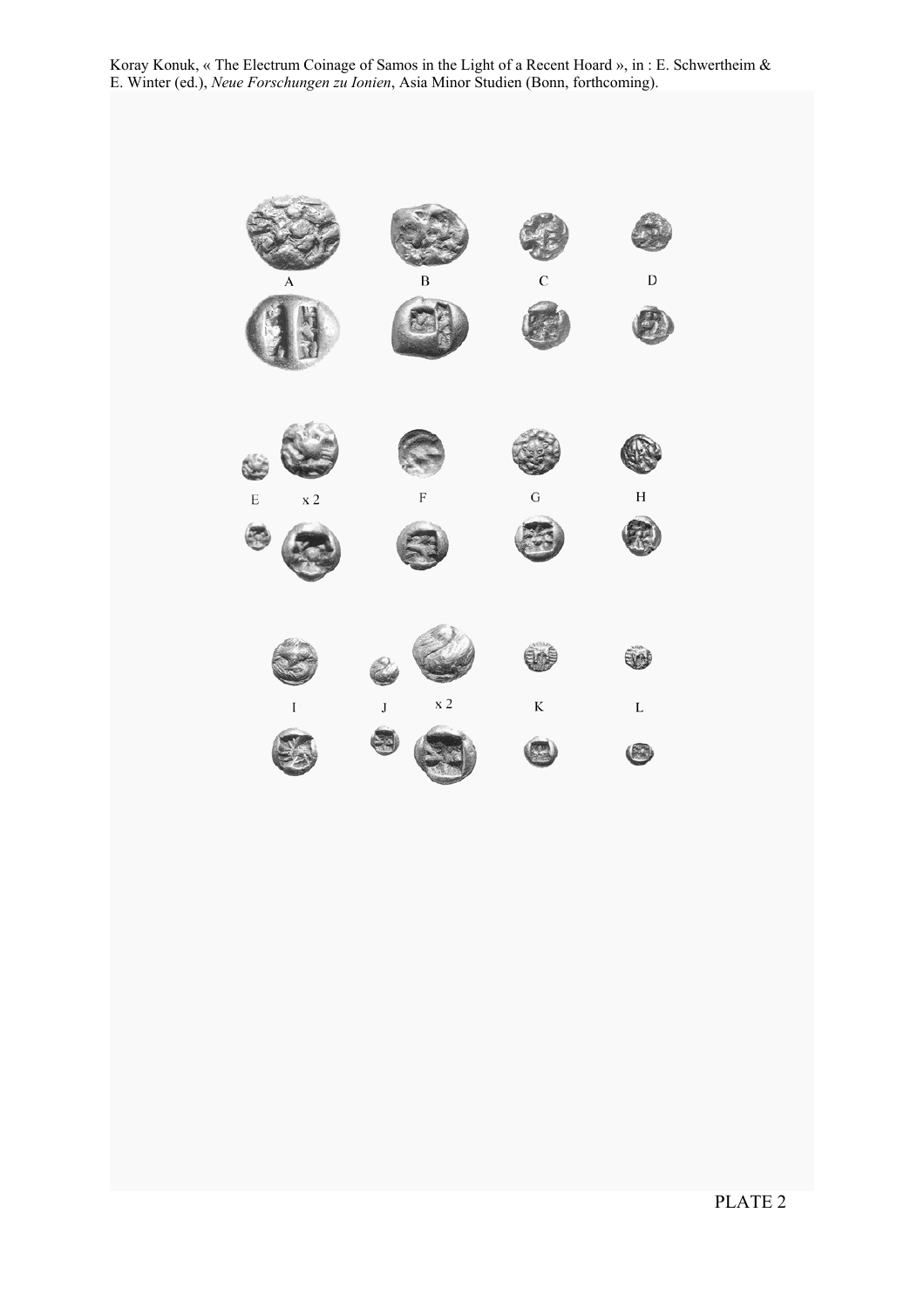A B C D

E x 2 F G H

I J x 2 K L

PLATE 2